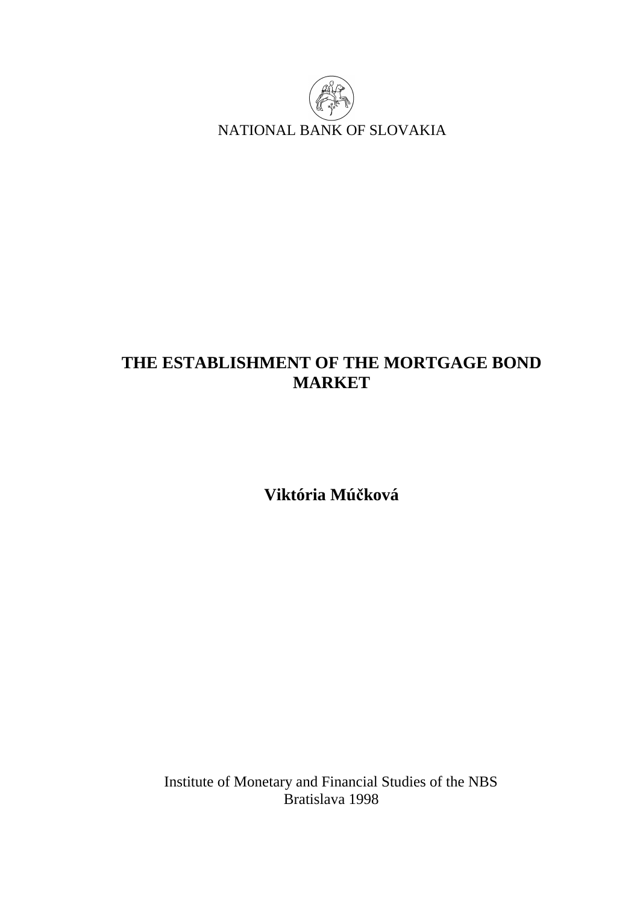NATIONAL BANK OF SLOVAKIA

# THE ESTABLISHMENT OF THE MORTGAGE BOND MARKET

**Viktória Múčková**

Institute of Monetary and Financial Studies of the NBS
Bratislava 1998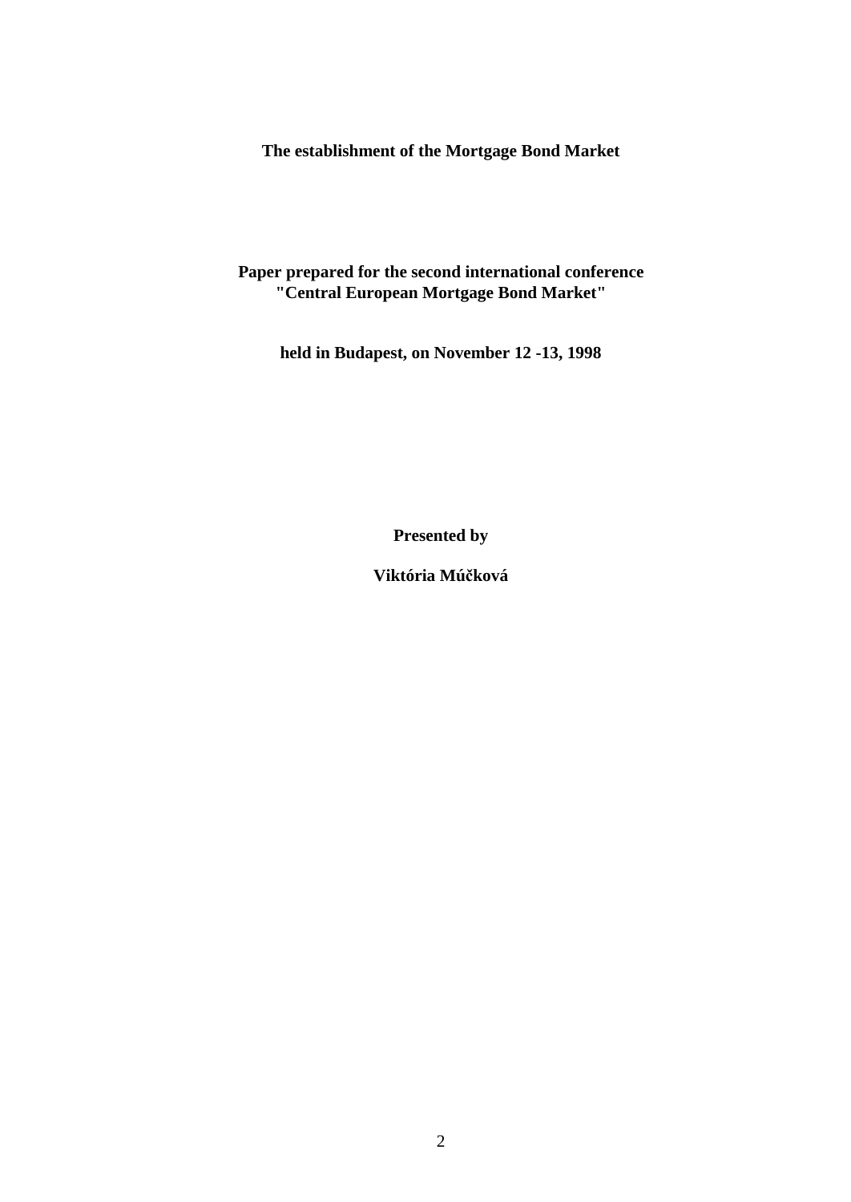**The establishment of the Mortgage Bond Market**

**Paper prepared for the second international conference "Central European Mortgage Bond Market"**

**held in Budapest, on November 12 -13, 1998**

**Presented by**

**Viktória Múčková**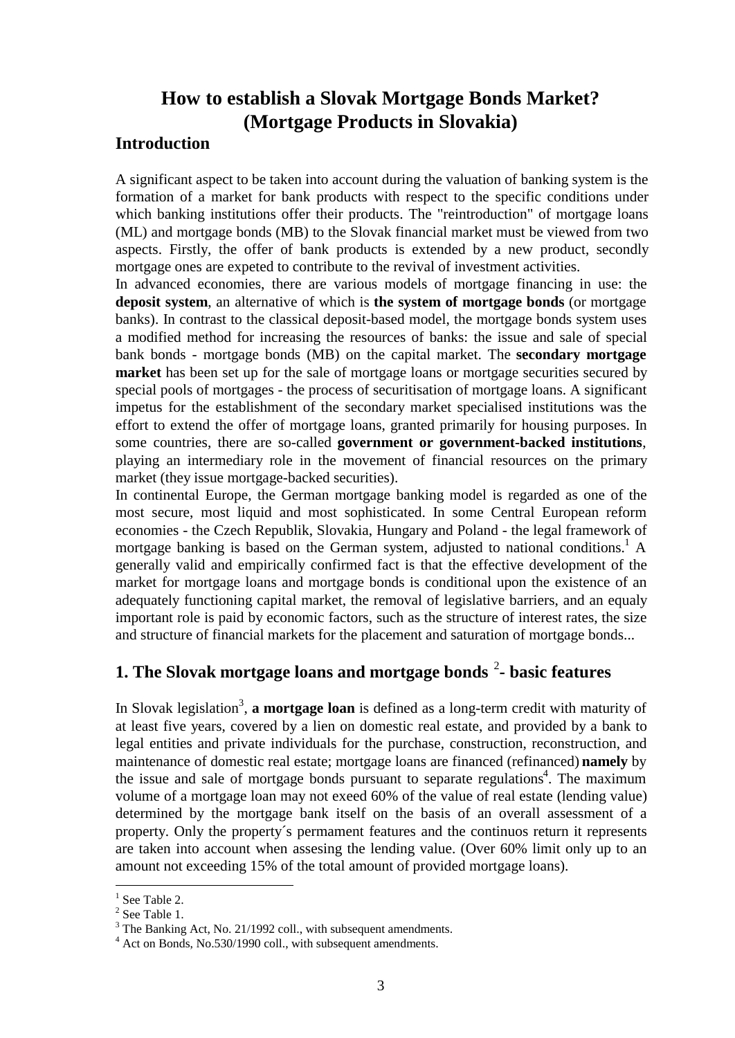# How to establish a Slovak Mortgage Bonds Market? (Mortgage Products in Slovakia)

## Introduction

A significant aspect to be taken into account during the valuation of banking system is the formation of a market for bank products with respect to the specific conditions under which banking institutions offer their products. The "reintroduction" of mortgage loans (ML) and mortgage bonds (MB) to the Slovak financial market must be viewed from two aspects. Firstly, the offer of bank products is extended by a new product, secondly mortgage ones are expeted to contribute to the revival of investment activities.

In advanced economies, there are various models of mortgage financing in use: the **deposit system**, an alternative of which is **the system of mortgage bonds** (or mortgage banks). In contrast to the classical deposit-based model, the mortgage bonds system uses a modified method for increasing the resources of banks: the issue and sale of special bank bonds - mortgage bonds (MB) on the capital market. The **secondary mortgage market** has been set up for the sale of mortgage loans or mortgage securities secured by special pools of mortgages - the process of securitisation of mortgage loans. A significant impetus for the establishment of the secondary market specialised institutions was the effort to extend the offer of mortgage loans, granted primarily for housing purposes. In some countries, there are so-called **government or government-backed institutions**, playing an intermediary role in the movement of financial resources on the primary market (they issue mortgage-backed securities).

In continental Europe, the German mortgage banking model is regarded as one of the most secure, most liquid and most sophisticated. In some Central European reform economies - the Czech Republik, Slovakia, Hungary and Poland - the legal framework of mortgage banking is based on the German system, adjusted to national conditions.[1] A generally valid and empirically confirmed fact is that the effective development of the market for mortgage loans and mortgage bonds is conditional upon the existence of an adequately functioning capital market, the removal of legislative barriers, and an equaly important role is paid by economic factors, such as the structure of interest rates, the size and structure of financial markets for the placement and saturation of mortgage bonds...

## 1. The Slovak mortgage loans and mortgage bonds [2]- basic features

In Slovak legislation[3], **a mortgage loan** is defined as a long-term credit with maturity of at least five years, covered by a lien on domestic real estate, and provided by a bank to legal entities and private individuals for the purchase, construction, reconstruction, and maintenance of domestic real estate; mortgage loans are financed (refinanced) **namely** by the issue and sale of mortgage bonds pursuant to separate regulations[4]. The maximum volume of a mortgage loan may not exeed 60% of the value of real estate (lending value) determined by the mortgage bank itself on the basis of an overall assessment of a property. Only the property´s permament features and the continuos return it represents are taken into account when assesing the lending value. (Over 60% limit only up to an amount not exceeding 15% of the total amount of provided mortgage loans).

---

[1] See Table 2.

[2] See Table 1.

[3] The Banking Act, No. 21/1992 coll., with subsequent amendments.

[4] Act on Bonds, No.530/1990 coll., with subsequent amendments.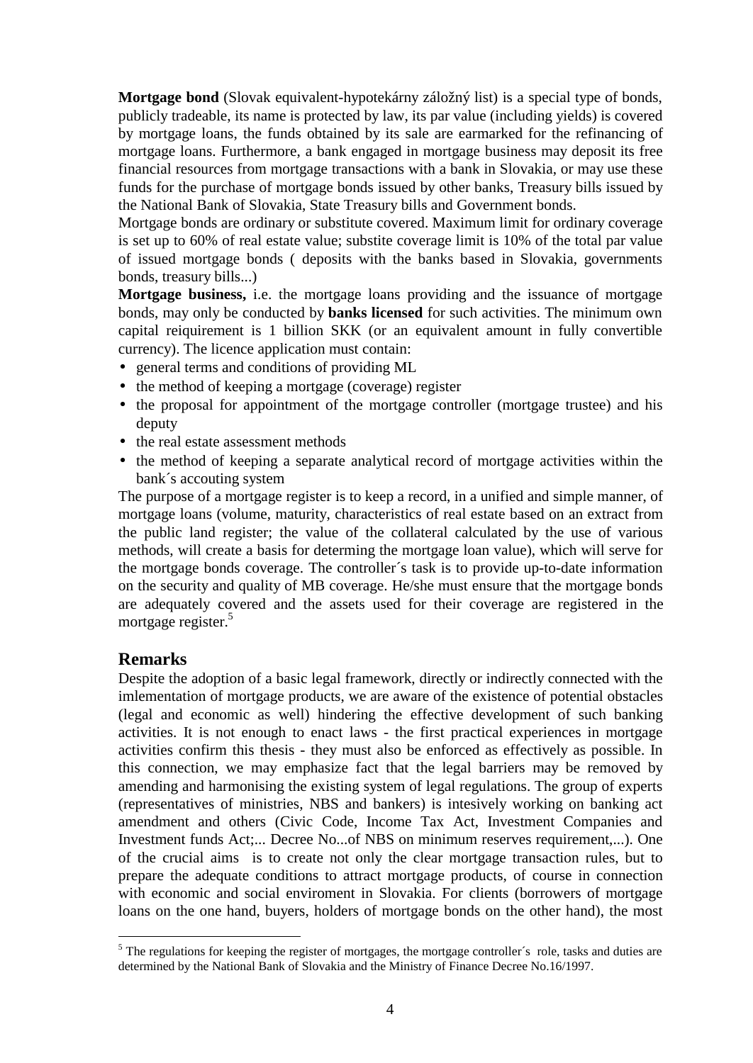**Mortgage bond** (Slovak equivalent-hypotekárny záložný list) is a special type of bonds, publicly tradeable, its name is protected by law, its par value (including yields) is covered by mortgage loans, the funds obtained by its sale are earmarked for the refinancing of mortgage loans. Furthermore, a bank engaged in mortgage business may deposit its free financial resources from mortgage transactions with a bank in Slovakia, or may use these funds for the purchase of mortgage bonds issued by other banks, Treasury bills issued by the National Bank of Slovakia, State Treasury bills and Government bonds.

Mortgage bonds are ordinary or substitute covered. Maximum limit for ordinary coverage is set up to 60% of real estate value; substite coverage limit is 10% of the total par value of issued mortgage bonds ( deposits with the banks based in Slovakia, governments bonds, treasury bills...)

**Mortgage business,** i.e. the mortgage loans providing and the issuance of mortgage bonds, may only be conducted by **banks licensed** for such activities. The minimum own capital reiquirement is 1 billion SKK (or an equivalent amount in fully convertible currency). The licence application must contain:

- general terms and conditions of providing ML
- the method of keeping a mortgage (coverage) register
- the proposal for appointment of the mortgage controller (mortgage trustee) and his deputy
- the real estate assessment methods
- the method of keeping a separate analytical record of mortgage activities within the bank´s accouting system

The purpose of a mortgage register is to keep a record, in a unified and simple manner, of mortgage loans (volume, maturity, characteristics of real estate based on an extract from the public land register; the value of the collateral calculated by the use of various methods, will create a basis for determing the mortgage loan value), which will serve for the mortgage bonds coverage. The controller´s task is to provide up-to-date information on the security and quality of MB coverage. He/she must ensure that the mortgage bonds are adequately covered and the assets used for their coverage are registered in the mortgage register.[5]

## Remarks

Despite the adoption of a basic legal framework, directly or indirectly connected with the imlementation of mortgage products, we are aware of the existence of potential obstacles (legal and economic as well) hindering the effective development of such banking activities. It is not enough to enact laws - the first practical experiences in mortgage activities confirm this thesis - they must also be enforced as effectively as possible. In this connection, we may emphasize fact that the legal barriers may be removed by amending and harmonising the existing system of legal regulations. The group of experts (representatives of ministries, NBS and bankers) is intesively working on banking act amendment and others (Civic Code, Income Tax Act, Investment Companies and Investment funds Act;... Decree No...of NBS on minimum reserves requirement,...). One of the crucial aims is to create not only the clear mortgage transaction rules, but to prepare the adequate conditions to attract mortgage products, of course in connection with economic and social enviroment in Slovakia. For clients (borrowers of mortgage loans on the one hand, buyers, holders of mortgage bonds on the other hand), the most

---

[5] The regulations for keeping the register of mortgages, the mortgage controller´s role, tasks and duties are determined by the National Bank of Slovakia and the Ministry of Finance Decree No.16/1997.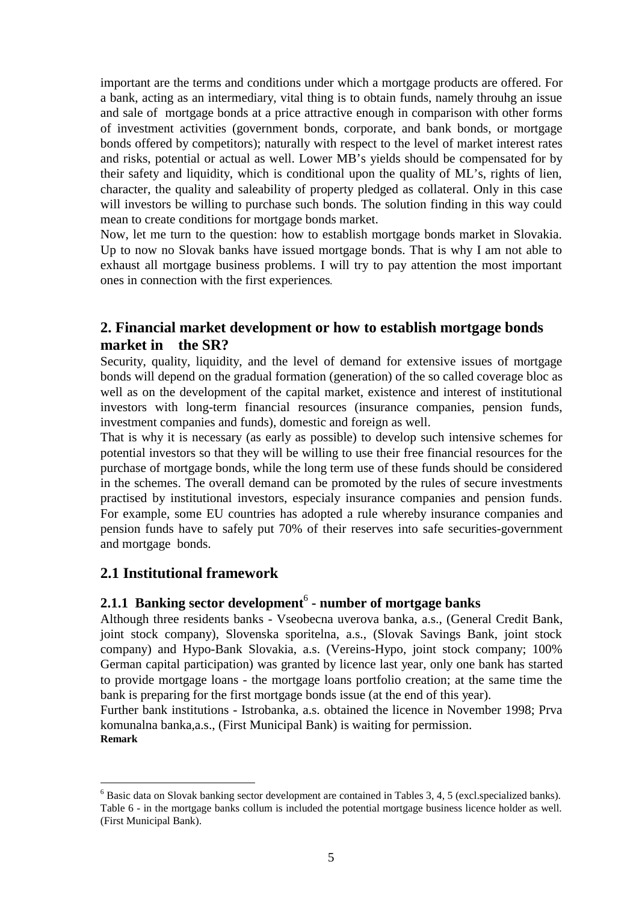important are the terms and conditions under which a mortgage products are offered. For a bank, acting as an intermediary, vital thing is to obtain funds, namely throuhg an issue and sale of mortgage bonds at a price attractive enough in comparison with other forms of investment activities (government bonds, corporate, and bank bonds, or mortgage bonds offered by competitors); naturally with respect to the level of market interest rates and risks, potential or actual as well. Lower MB's yields should be compensated for by their safety and liquidity, which is conditional upon the quality of ML's, rights of lien, character, the quality and saleability of property pledged as collateral. Only in this case will investors be willing to purchase such bonds. The solution finding in this way could mean to create conditions for mortgage bonds market.

Now, let me turn to the question: how to establish mortgage bonds market in Slovakia. Up to now no Slovak banks have issued mortgage bonds. That is why I am not able to exhaust all mortgage business problems. I will try to pay attention the most important ones in connection with the first experiences.

## 2. Financial market development or how to establish mortgage bonds market in the SR?

Security, quality, liquidity, and the level of demand for extensive issues of mortgage bonds will depend on the gradual formation (generation) of the so called coverage bloc as well as on the development of the capital market, existence and interest of institutional investors with long-term financial resources (insurance companies, pension funds, investment companies and funds), domestic and foreign as well.

That is why it is necessary (as early as possible) to develop such intensive schemes for potential investors so that they will be willing to use their free financial resources for the purchase of mortgage bonds, while the long term use of these funds should be considered in the schemes. The overall demand can be promoted by the rules of secure investments practised by institutional investors, especialy insurance companies and pension funds. For example, some EU countries has adopted a rule whereby insurance companies and pension funds have to safely put 70% of their reserves into safe securities-government and mortgage bonds.

## 2.1 Institutional framework

### 2.1.1 Banking sector development[6] - number of mortgage banks

Although three residents banks - Vseobecna uverova banka, a.s., (General Credit Bank, joint stock company), Slovenska sporitelna, a.s., (Slovak Savings Bank, joint stock company) and Hypo-Bank Slovakia, a.s. (Vereins-Hypo, joint stock company; 100% German capital participation) was granted by licence last year, only one bank has started to provide mortgage loans - the mortgage loans portfolio creation; at the same time the bank is preparing for the first mortgage bonds issue (at the end of this year).

Further bank institutions - Istrobanka, a.s. obtained the licence in November 1998; Prva komunalna banka,a.s., (First Municipal Bank) is waiting for permission.

**Remark**

[6] Basic data on Slovak banking sector development are contained in Tables 3, 4, 5 (excl.specialized banks). Table 6 - in the mortgage banks collum is included the potential mortgage business licence holder as well. (First Municipal Bank).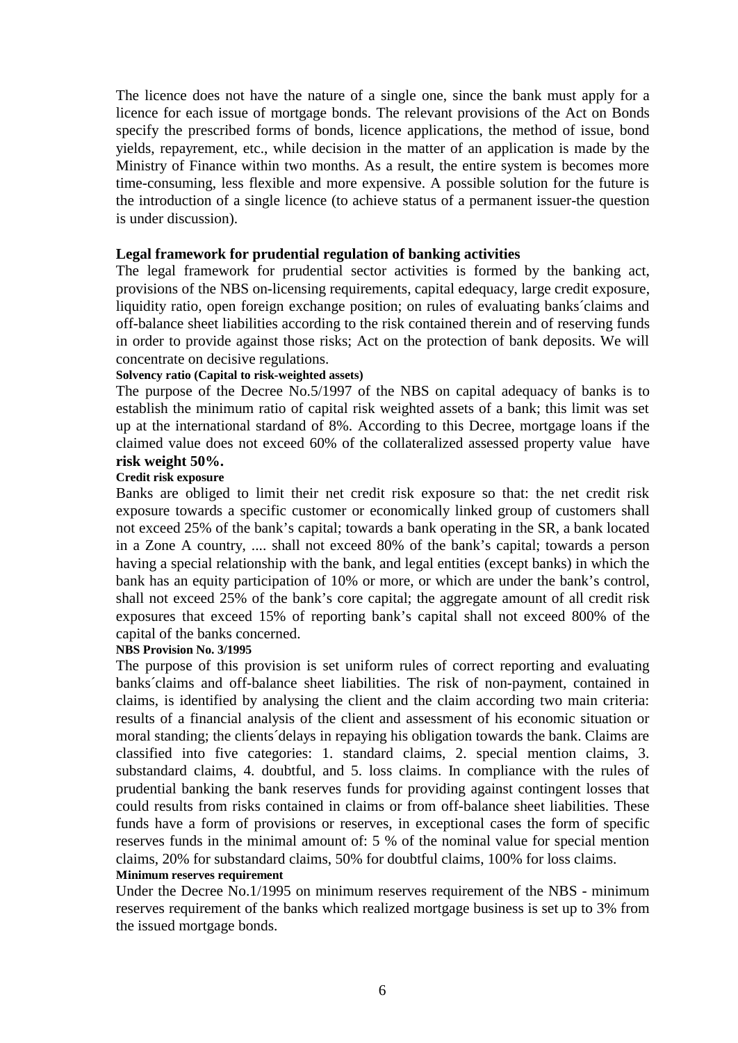The licence does not have the nature of a single one, since the bank must apply for a licence for each issue of mortgage bonds. The relevant provisions of the Act on Bonds specify the prescribed forms of bonds, licence applications, the method of issue, bond yields, repayrement, etc., while decision in the matter of an application is made by the Ministry of Finance within two months. As a result, the entire system is becomes more time-consuming, less flexible and more expensive. A possible solution for the future is the introduction of a single licence (to achieve status of a permanent issuer-the question is under discussion).

### Legal framework for prudential regulation of banking activities

The legal framework for prudential sector activities is formed by the banking act, provisions of the NBS on-licensing requirements, capital edequacy, large credit exposure, liquidity ratio, open foreign exchange position; on rules of evaluating banks´claims and off-balance sheet liabilities according to the risk contained therein and of reserving funds in order to provide against those risks; Act on the protection of bank deposits. We will concentrate on decisive regulations.

#### Solvency ratio (Capital to risk-weighted assets)

The purpose of the Decree No.5/1997 of the NBS on capital adequacy of banks is to establish the minimum ratio of capital risk weighted assets of a bank; this limit was set up at the international stardand of 8%. According to this Decree, mortgage loans if the claimed value does not exceed 60% of the collateralized assessed property value have **risk weight 50%.**

#### Credit risk exposure

Banks are obliged to limit their net credit risk exposure so that: the net credit risk exposure towards a specific customer or economically linked group of customers shall not exceed 25% of the bank's capital; towards a bank operating in the SR, a bank located in a Zone A country, .... shall not exceed 80% of the bank's capital; towards a person having a special relationship with the bank, and legal entities (except banks) in which the bank has an equity participation of 10% or more, or which are under the bank's control, shall not exceed 25% of the bank's core capital; the aggregate amount of all credit risk exposures that exceed 15% of reporting bank's capital shall not exceed 800% of the capital of the banks concerned.

#### NBS Provision No. 3/1995

The purpose of this provision is set uniform rules of correct reporting and evaluating banks´claims and off-balance sheet liabilities. The risk of non-payment, contained in claims, is identified by analysing the client and the claim according two main criteria: results of a financial analysis of the client and assessment of his economic situation or moral standing; the clients´delays in repaying his obligation towards the bank. Claims are classified into five categories: 1. standard claims, 2. special mention claims, 3. substandard claims, 4. doubtful, and 5. loss claims. In compliance with the rules of prudential banking the bank reserves funds for providing against contingent losses that could results from risks contained in claims or from off-balance sheet liabilities. These funds have a form of provisions or reserves, in exceptional cases the form of specific reserves funds in the minimal amount of: 5 % of the nominal value for special mention claims, 20% for substandard claims, 50% for doubtful claims, 100% for loss claims.

#### Minimum reserves requirement

Under the Decree No.1/1995 on minimum reserves requirement of the NBS - minimum reserves requirement of the banks which realized mortgage business is set up to 3% from the issued mortgage bonds.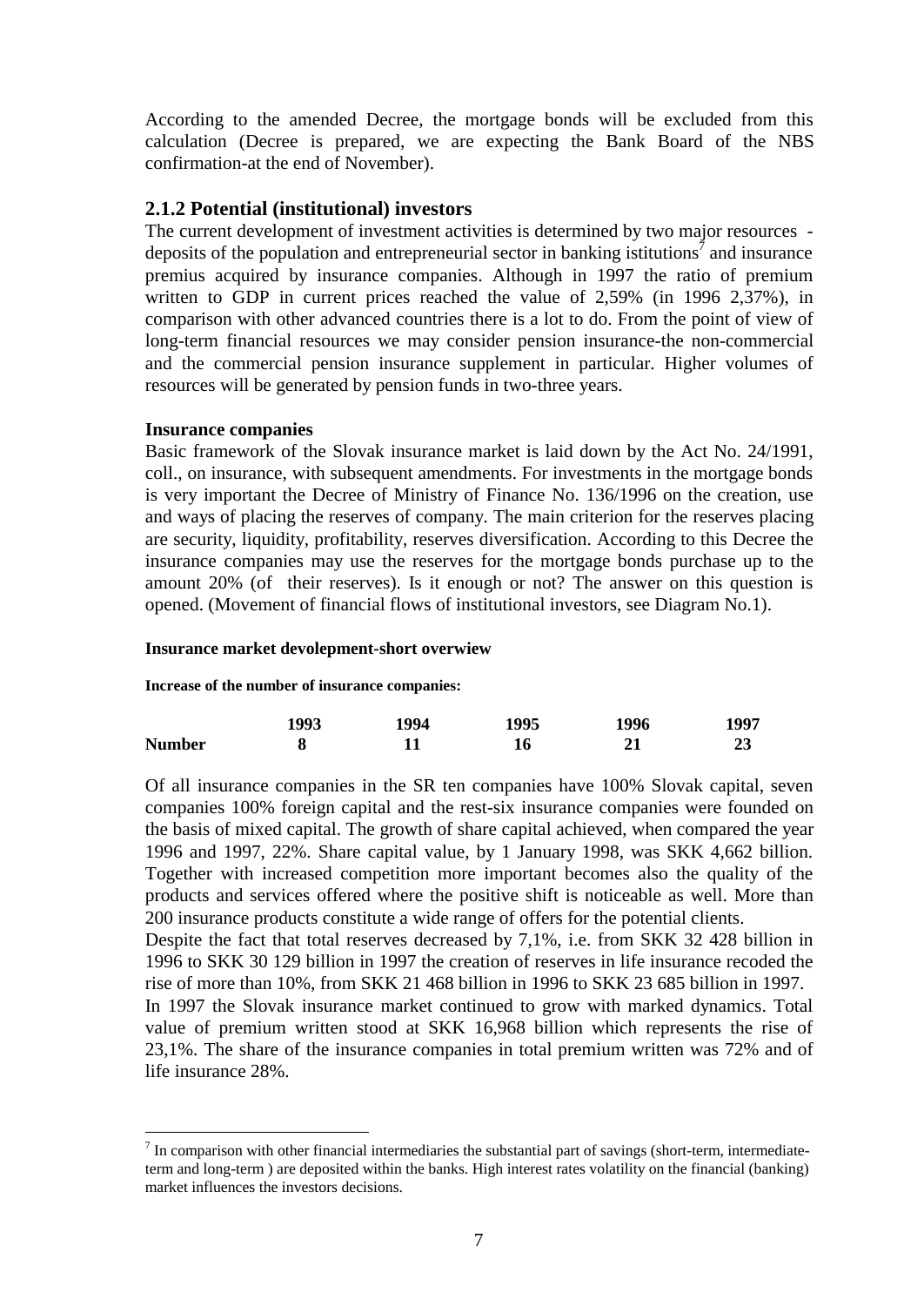According to the amended Decree, the mortgage bonds will be excluded from this calculation (Decree is prepared, we are expecting the Bank Board of the NBS confirmation-at the end of November).

### 2.1.2 Potential (institutional) investors

The current development of investment activities is determined by two major resources - deposits of the population and entrepreneurial sector in banking istitutions[7] and insurance premius acquired by insurance companies. Although in 1997 the ratio of premium written to GDP in current prices reached the value of 2,59% (in 1996 2,37%), in comparison with other advanced countries there is a lot to do. From the point of view of long-term financial resources we may consider pension insurance-the non-commercial and the commercial pension insurance supplement in particular. Higher volumes of resources will be generated by pension funds in two-three years.

**Insurance companies**

Basic framework of the Slovak insurance market is laid down by the Act No. 24/1991, coll., on insurance, with subsequent amendments. For investments in the mortgage bonds is very important the Decree of Ministry of Finance No. 136/1996 on the creation, use and ways of placing the reserves of company. The main criterion for the reserves placing are security, liquidity, profitability, reserves diversification. According to this Decree the insurance companies may use the reserves for the mortgage bonds purchase up to the amount 20% (of their reserves). Is it enough or not? The answer on this question is opened. (Movement of financial flows of institutional investors, see Diagram No.1).

**Insurance market devolepment-short overwiew**

**Increase of the number of insurance companies:**

| | 1993 | 1994 | 1995 | 1996 | 1997 |
|---|---|---|---|---|---|
| **Number** | **8** | **11** | **16** | **21** | **23** |

Of all insurance companies in the SR ten companies have 100% Slovak capital, seven companies 100% foreign capital and the rest-six insurance companies were founded on the basis of mixed capital. The growth of share capital achieved, when compared the year 1996 and 1997, 22%. Share capital value, by 1 January 1998, was SKK 4,662 billion. Together with increased competition more important becomes also the quality of the products and services offered where the positive shift is noticeable as well. More than 200 insurance products constitute a wide range of offers for the potential clients.

Despite the fact that total reserves decreased by 7,1%, i.e. from SKK 32 428 billion in 1996 to SKK 30 129 billion in 1997 the creation of reserves in life insurance recoded the rise of more than 10%, from SKK 21 468 billion in 1996 to SKK 23 685 billion in 1997.

In 1997 the Slovak insurance market continued to grow with marked dynamics. Total value of premium written stood at SKK 16,968 billion which represents the rise of 23,1%. The share of the insurance companies in total premium written was 72% and of life insurance 28%.

---

[7] In comparison with other financial intermediaries the substantial part of savings (short-term, intermediate-term and long-term ) are deposited within the banks. High interest rates volatility on the financial (banking) market influences the investors decisions.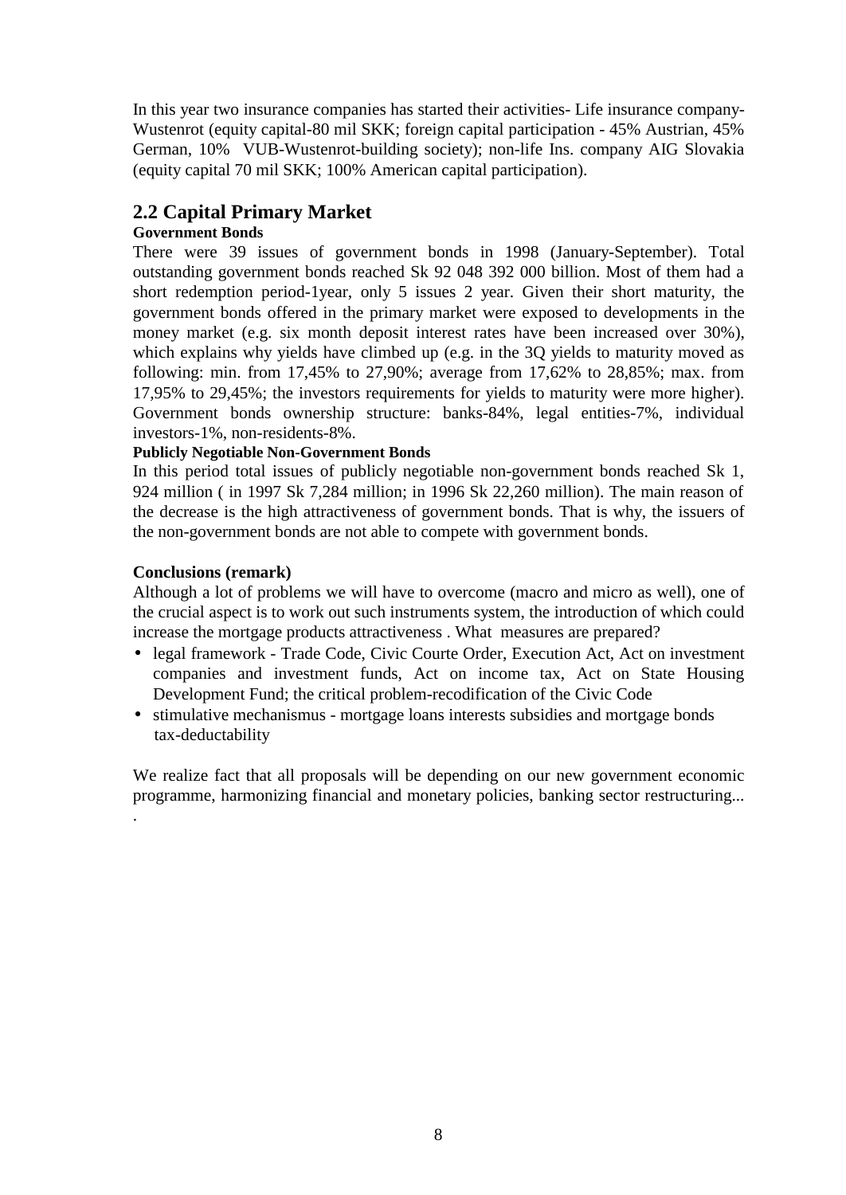In this year two insurance companies has started their activities- Life insurance company-Wustenrot (equity capital-80 mil SKK; foreign capital participation - 45% Austrian, 45% German, 10% VUB-Wustenrot-building society); non-life Ins. company AIG Slovakia (equity capital 70 mil SKK; 100% American capital participation).

## 2.2 Capital Primary Market

**Government Bonds**

There were 39 issues of government bonds in 1998 (January-September). Total outstanding government bonds reached Sk 92 048 392 000 billion. Most of them had a short redemption period-1year, only 5 issues 2 year. Given their short maturity, the government bonds offered in the primary market were exposed to developments in the money market (e.g. six month deposit interest rates have been increased over 30%), which explains why yields have climbed up (e.g. in the 3Q yields to maturity moved as following: min. from 17,45% to 27,90%; average from 17,62% to 28,85%; max. from 17,95% to 29,45%; the investors requirements for yields to maturity were more higher). Government bonds ownership structure: banks-84%, legal entities-7%, individual investors-1%, non-residents-8%.

**Publicly Negotiable Non-Government Bonds**

In this period total issues of publicly negotiable non-government bonds reached Sk 1, 924 million ( in 1997 Sk 7,284 million; in 1996 Sk 22,260 million). The main reason of the decrease is the high attractiveness of government bonds. That is why, the issuers of the non-government bonds are not able to compete with government bonds.

**Conclusions (remark)**

Although a lot of problems we will have to overcome (macro and micro as well), one of the crucial aspect is to work out such instruments system, the introduction of which could increase the mortgage products attractiveness . What measures are prepared?

- legal framework - Trade Code, Civic Courte Order, Execution Act, Act on investment companies and investment funds, Act on income tax, Act on State Housing Development Fund; the critical problem-recodification of the Civic Code
- stimulative mechanismus - mortgage loans interests subsidies and mortgage bonds tax-deductability

We realize fact that all proposals will be depending on our new government economic programme, harmonizing financial and monetary policies, banking sector restructuring... .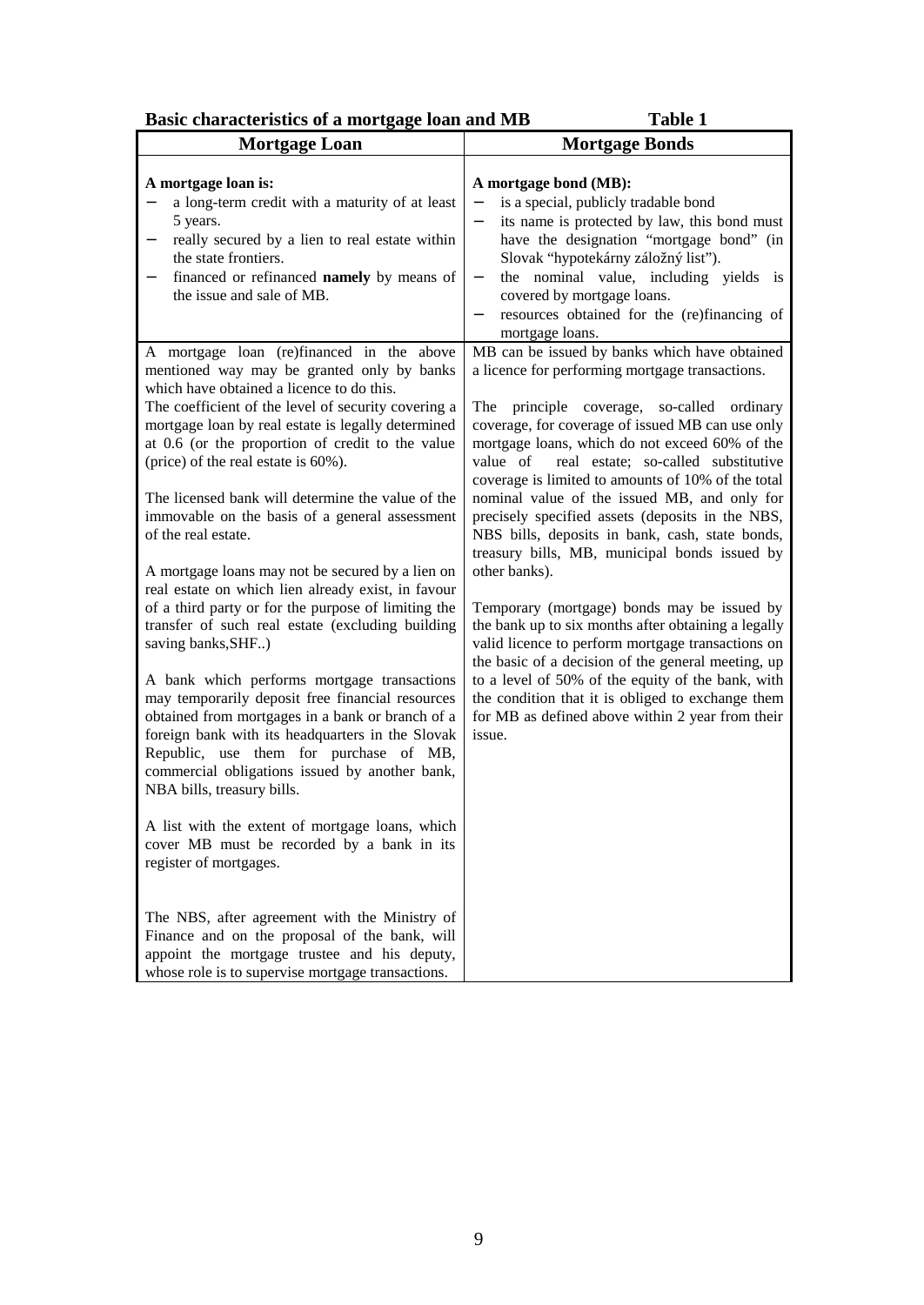**Basic characteristics of a mortgage loan and MB** **Table 1**

| Mortgage Loan | Mortgage Bonds |
|---|---|
| **A mortgage loan is:**<br>− a long-term credit with a maturity of at least 5 years.<br>− really secured by a lien to real estate within the state frontiers.<br>− financed or refinanced **namely** by means of the issue and sale of MB. | **A mortgage bond (MB):**<br>− is a special, publicly tradable bond<br>− its name is protected by law, this bond must have the designation "mortgage bond" (in Slovak "hypotekárny záložný list").<br>− the nominal value, including yields is covered by mortgage loans.<br>− resources obtained for the (re)financing of mortgage loans. |
| A mortgage loan (re)financed in the above mentioned way may be granted only by banks which have obtained a licence to do this.<br>The coefficient of the level of security covering a mortgage loan by real estate is legally determined at 0.6 (or the proportion of credit to the value (price) of the real estate is 60%).<br><br>The licensed bank will determine the value of the immovable on the basis of a general assessment of the real estate.<br><br>A mortgage loans may not be secured by a lien on real estate on which lien already exist, in favour of a third party or for the purpose of limiting the transfer of such real estate (excluding building saving banks,SHF..)<br><br>A bank which performs mortgage transactions may temporarily deposit free financial resources obtained from mortgages in a bank or branch of a foreign bank with its headquarters in the Slovak Republic, use them for purchase of MB, commercial obligations issued by another bank, NBA bills, treasury bills.<br><br>A list with the extent of mortgage loans, which cover MB must be recorded by a bank in its register of mortgages.<br><br>The NBS, after agreement with the Ministry of Finance and on the proposal of the bank, will appoint the mortgage trustee and his deputy, whose role is to supervise mortgage transactions. | MB can be issued by banks which have obtained a licence for performing mortgage transactions.<br><br>The principle coverage, so-called ordinary coverage, for coverage of issued MB can use only mortgage loans, which do not exceed 60% of the value of real estate; so-called substitutive coverage is limited to amounts of 10% of the total nominal value of the issued MB, and only for precisely specified assets (deposits in the NBS, NBS bills, deposits in bank, cash, state bonds, treasury bills, MB, municipal bonds issued by other banks).<br><br>Temporary (mortgage) bonds may be issued by the bank up to six months after obtaining a legally valid licence to perform mortgage transactions on the basic of a decision of the general meeting, up to a level of 50% of the equity of the bank, with the condition that it is obliged to exchange them for MB as defined above within 2 year from their issue. |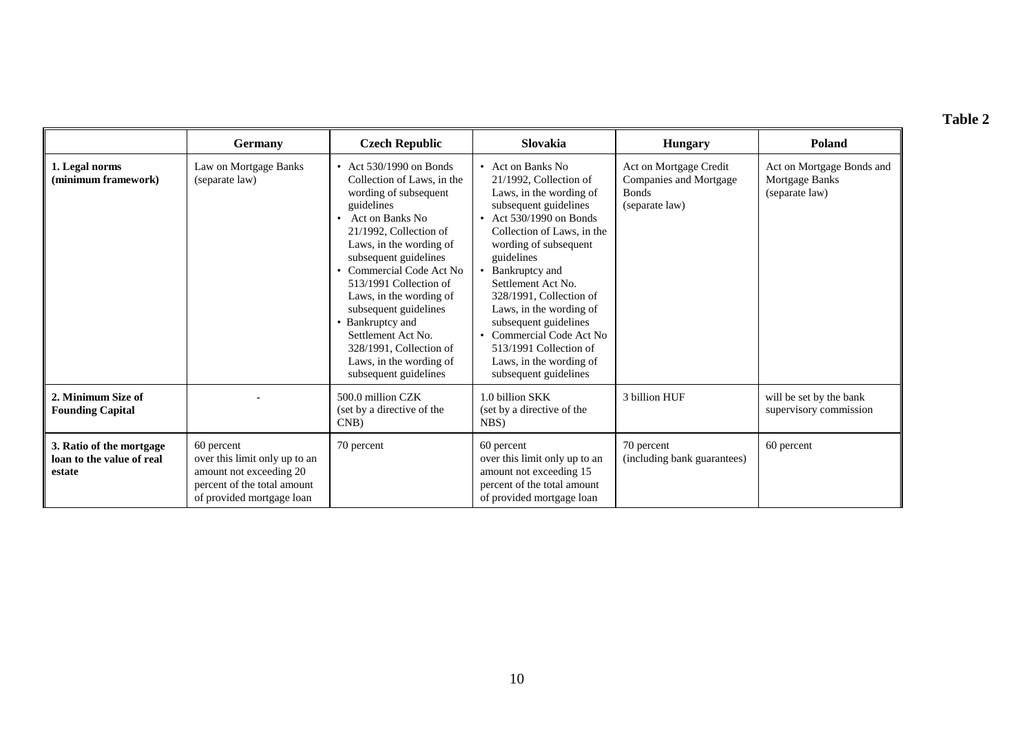**Table 2**

| | Germany | Czech Republic | Slovakia | Hungary | Poland |
|---|---|---|---|---|---|
| **1. Legal norms (minimum framework)** | Law on Mortgage Banks (separate law) | • Act 530/1990 on Bonds Collection of Laws, in the wording of subsequent guidelines<br>• Act on Banks No 21/1992, Collection of Laws, in the wording of subsequent guidelines<br>• Commercial Code Act No 513/1991 Collection of Laws, in the wording of subsequent guidelines<br>• Bankruptcy and Settlement Act No. 328/1991, Collection of Laws, in the wording of subsequent guidelines | • Act on Banks No 21/1992, Collection of Laws, in the wording of subsequent guidelines<br>• Act 530/1990 on Bonds Collection of Laws, in the wording of subsequent guidelines<br>• Bankruptcy and Settlement Act No. 328/1991, Collection of Laws, in the wording of subsequent guidelines<br>• Commercial Code Act No 513/1991 Collection of Laws, in the wording of subsequent guidelines | Act on Mortgage Credit Companies and Mortgage Bonds (separate law) | Act on Mortgage Bonds and Mortgage Banks (separate law) |
| **2. Minimum Size of Founding Capital** | - | 500.0 million CZK (set by a directive of the CNB) | 1.0 billion SKK (set by a directive of the NBS) | 3 billion HUF | will be set by the bank supervisory commission |
| **3. Ratio of the mortgage loan to the value of real estate** | 60 percent over this limit only up to an amount not exceeding 20 percent of the total amount of provided mortgage loan | 70 percent | 60 percent over this limit only up to an amount not exceeding 15 percent of the total amount of provided mortgage loan | 70 percent (including bank guarantees) | 60 percent |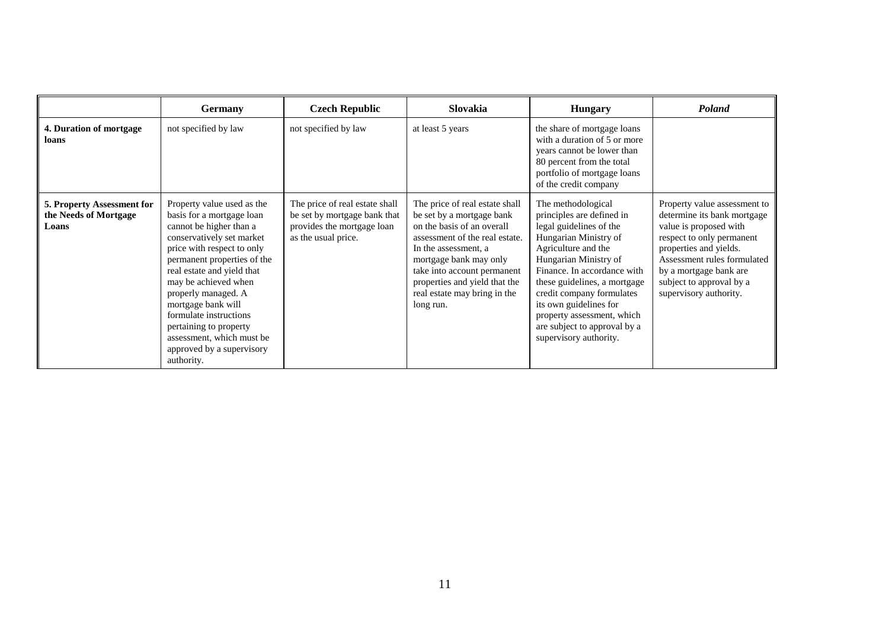| | **Germany** | **Czech Republic** | **Slovakia** | **Hungary** | ***Poland*** |
|---|---|---|---|---|---|
| **4. Duration of mortgage loans** | not specified by law | not specified by law | at least 5 years | the share of mortgage loans with a duration of 5 or more years cannot be lower than 80 percent from the total portfolio of mortgage loans of the credit company | |
| **5. Property Assessment for the Needs of Mortgage Loans** | Property value used as the basis for a mortgage loan cannot be higher than a conservatively set market price with respect to only permanent properties of the real estate and yield that may be achieved when properly managed. A mortgage bank will formulate instructions pertaining to property assessment, which must be approved by a supervisory authority. | The price of real estate shall be set by mortgage bank that provides the mortgage loan as the usual price. | The price of real estate shall be set by a mortgage bank on the basis of an overall assessment of the real estate. In the assessment, a mortgage bank may only take into account permanent properties and yield that the real estate may bring in the long run. | The methodological principles are defined in legal guidelines of the Hungarian Ministry of Agriculture and the Hungarian Ministry of Finance. In accordance with these guidelines, a mortgage credit company formulates its own guidelines for property assessment, which are subject to approval by a supervisory authority. | Property value assessment to determine its bank mortgage value is proposed with respect to only permanent properties and yields. Assessment rules formulated by a mortgage bank are subject to approval by a supervisory authority. |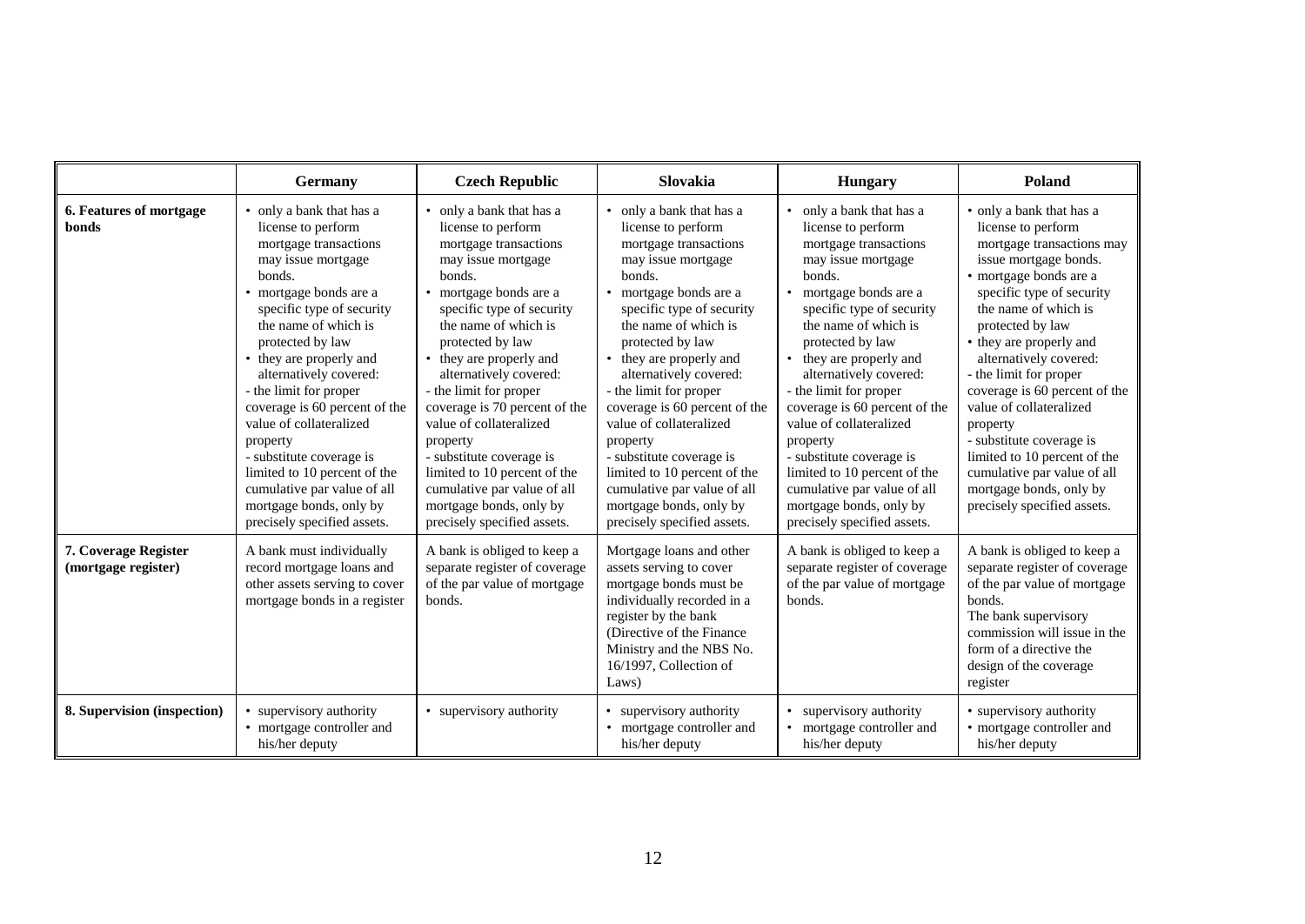| | Germany | Czech Republic | Slovakia | Hungary | Poland |
|---|---|---|---|---|---|
| **6. Features of mortgage bonds** | • only a bank that has a license to perform mortgage transactions may issue mortgage bonds.<br>• mortgage bonds are a specific type of security the name of which is protected by law<br>• they are properly and alternatively covered:<br>- the limit for proper coverage is 60 percent of the value of collateralized property<br>- substitute coverage is limited to 10 percent of the cumulative par value of all mortgage bonds, only by precisely specified assets. | • only a bank that has a license to perform mortgage transactions may issue mortgage bonds.<br>• mortgage bonds are a specific type of security the name of which is protected by law<br>• they are properly and alternatively covered:<br>- the limit for proper coverage is 70 percent of the value of collateralized property<br>- substitute coverage is limited to 10 percent of the cumulative par value of all mortgage bonds, only by precisely specified assets. | • only a bank that has a license to perform mortgage transactions may issue mortgage bonds.<br>• mortgage bonds are a specific type of security the name of which is protected by law<br>• they are properly and alternatively covered:<br>- the limit for proper coverage is 60 percent of the value of collateralized property<br>- substitute coverage is limited to 10 percent of the cumulative par value of all mortgage bonds, only by precisely specified assets. | • only a bank that has a license to perform mortgage transactions may issue mortgage bonds.<br>• mortgage bonds are a specific type of security the name of which is protected by law<br>• they are properly and alternatively covered:<br>- the limit for proper coverage is 60 percent of the value of collateralized property<br>- substitute coverage is limited to 10 percent of the cumulative par value of all mortgage bonds, only by precisely specified assets. | • only a bank that has a license to perform mortgage transactions may issue mortgage bonds.<br>• mortgage bonds are a specific type of security the name of which is protected by law<br>• they are properly and alternatively covered:<br>- the limit for proper coverage is 60 percent of the value of collateralized property<br>- substitute coverage is limited to 10 percent of the cumulative par value of all mortgage bonds, only by precisely specified assets. |
| **7. Coverage Register (mortgage register)** | A bank must individually record mortgage loans and other assets serving to cover mortgage bonds in a register | A bank is obliged to keep a separate register of coverage of the par value of mortgage bonds. | Mortgage loans and other assets serving to cover mortgage bonds must be individually recorded in a register by the bank (Directive of the Finance Ministry and the NBS No. 16/1997, Collection of Laws) | A bank is obliged to keep a separate register of coverage of the par value of mortgage bonds. | A bank is obliged to keep a separate register of coverage of the par value of mortgage bonds.<br>The bank supervisory commission will issue in the form of a directive the design of the coverage register |
| **8. Supervision (inspection)** | • supervisory authority<br>• mortgage controller and his/her deputy | • supervisory authority | • supervisory authority<br>• mortgage controller and his/her deputy | • supervisory authority<br>• mortgage controller and his/her deputy | • supervisory authority<br>• mortgage controller and his/her deputy |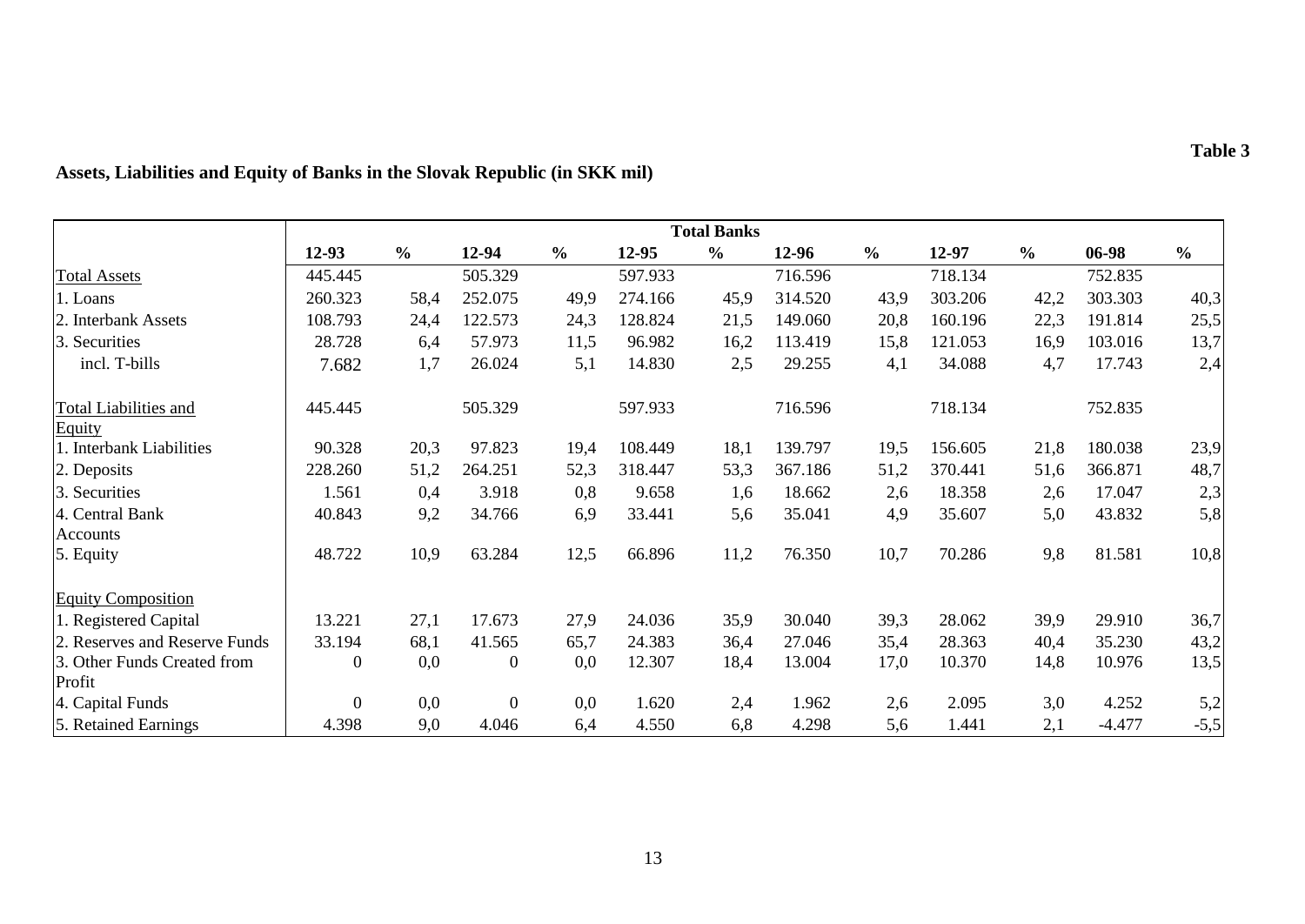**Table 3**

**Assets, Liabilities and Equity of Banks in the Slovak Republic (in SKK mil)**

| | Total Banks | | | | | | | | | | | |
|---|---|---|---|---|---|---|---|---|---|---|---|---|
| | **12-93** | **%** | **12-94** | **%** | **12-95** | **%** | **12-96** | **%** | **12-97** | **%** | **06-98** | **%** |
| Total Assets | 445.445 | | 505.329 | | 597.933 | | 716.596 | | 718.134 | | 752.835 | |
| 1. Loans | 260.323 | 58,4 | 252.075 | 49,9 | 274.166 | 45,9 | 314.520 | 43,9 | 303.206 | 42,2 | 303.303 | 40,3 |
| 2. Interbank Assets | 108.793 | 24,4 | 122.573 | 24,3 | 128.824 | 21,5 | 149.060 | 20,8 | 160.196 | 22,3 | 191.814 | 25,5 |
| 3. Securities | 28.728 | 6,4 | 57.973 | 11,5 | 96.982 | 16,2 | 113.419 | 15,8 | 121.053 | 16,9 | 103.016 | 13,7 |
| incl. T-bills | 7.682 | 1,7 | 26.024 | 5,1 | 14.830 | 2,5 | 29.255 | 4,1 | 34.088 | 4,7 | 17.743 | 2,4 |
| Total Liabilities and Equity | 445.445 | | 505.329 | | 597.933 | | 716.596 | | 718.134 | | 752.835 | |
| 1. Interbank Liabilities | 90.328 | 20,3 | 97.823 | 19,4 | 108.449 | 18,1 | 139.797 | 19,5 | 156.605 | 21,8 | 180.038 | 23,9 |
| 2. Deposits | 228.260 | 51,2 | 264.251 | 52,3 | 318.447 | 53,3 | 367.186 | 51,2 | 370.441 | 51,6 | 366.871 | 48,7 |
| 3. Securities | 1.561 | 0,4 | 3.918 | 0,8 | 9.658 | 1,6 | 18.662 | 2,6 | 18.358 | 2,6 | 17.047 | 2,3 |
| 4. Central Bank Accounts | 40.843 | 9,2 | 34.766 | 6,9 | 33.441 | 5,6 | 35.041 | 4,9 | 35.607 | 5,0 | 43.832 | 5,8 |
| 5. Equity | 48.722 | 10,9 | 63.284 | 12,5 | 66.896 | 11,2 | 76.350 | 10,7 | 70.286 | 9,8 | 81.581 | 10,8 |
| Equity Composition | | | | | | | | | | | | |
| 1. Registered Capital | 13.221 | 27,1 | 17.673 | 27,9 | 24.036 | 35,9 | 30.040 | 39,3 | 28.062 | 39,9 | 29.910 | 36,7 |
| 2. Reserves and Reserve Funds | 33.194 | 68,1 | 41.565 | 65,7 | 24.383 | 36,4 | 27.046 | 35,4 | 28.363 | 40,4 | 35.230 | 43,2 |
| 3. Other Funds Created from Profit | 0 | 0,0 | 0 | 0,0 | 12.307 | 18,4 | 13.004 | 17,0 | 10.370 | 14,8 | 10.976 | 13,5 |
| 4. Capital Funds | 0 | 0,0 | 0 | 0,0 | 1.620 | 2,4 | 1.962 | 2,6 | 2.095 | 3,0 | 4.252 | 5,2 |
| 5. Retained Earnings | 4.398 | 9,0 | 4.046 | 6,4 | 4.550 | 6,8 | 4.298 | 5,6 | 1.441 | 2,1 | -4.477 | -5,5 |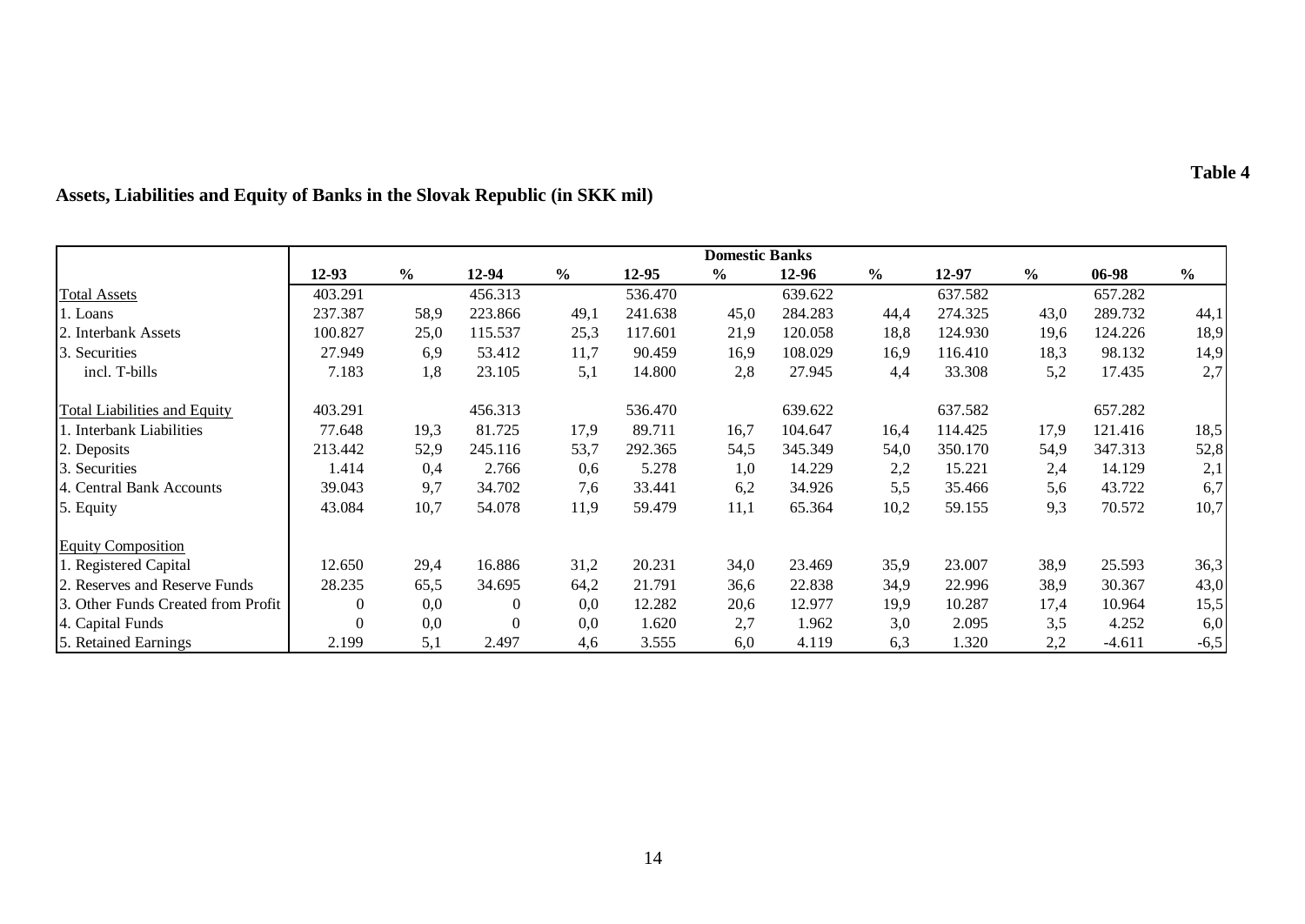**Table 4**

**Assets, Liabilities and Equity of Banks in the Slovak Republic (in SKK mil)**

| | Domestic Banks | | | | | | | | | | | |
|---|---|---|---|---|---|---|---|---|---|---|---|---|
| | **12-93** | **%** | **12-94** | **%** | **12-95** | **%** | **12-96** | **%** | **12-97** | **%** | **06-98** | **%** |
| Total Assets | 403.291 | | 456.313 | | 536.470 | | 639.622 | | 637.582 | | 657.282 | |
| 1. Loans | 237.387 | 58,9 | 223.866 | 49,1 | 241.638 | 45,0 | 284.283 | 44,4 | 274.325 | 43,0 | 289.732 | 44,1 |
| 2. Interbank Assets | 100.827 | 25,0 | 115.537 | 25,3 | 117.601 | 21,9 | 120.058 | 18,8 | 124.930 | 19,6 | 124.226 | 18,9 |
| 3. Securities | 27.949 | 6,9 | 53.412 | 11,7 | 90.459 | 16,9 | 108.029 | 16,9 | 116.410 | 18,3 | 98.132 | 14,9 |
| incl. T-bills | 7.183 | 1,8 | 23.105 | 5,1 | 14.800 | 2,8 | 27.945 | 4,4 | 33.308 | 5,2 | 17.435 | 2,7 |
| Total Liabilities and Equity | 403.291 | | 456.313 | | 536.470 | | 639.622 | | 637.582 | | 657.282 | |
| 1. Interbank Liabilities | 77.648 | 19,3 | 81.725 | 17,9 | 89.711 | 16,7 | 104.647 | 16,4 | 114.425 | 17,9 | 121.416 | 18,5 |
| 2. Deposits | 213.442 | 52,9 | 245.116 | 53,7 | 292.365 | 54,5 | 345.349 | 54,0 | 350.170 | 54,9 | 347.313 | 52,8 |
| 3. Securities | 1.414 | 0,4 | 2.766 | 0,6 | 5.278 | 1,0 | 14.229 | 2,2 | 15.221 | 2,4 | 14.129 | 2,1 |
| 4. Central Bank Accounts | 39.043 | 9,7 | 34.702 | 7,6 | 33.441 | 6,2 | 34.926 | 5,5 | 35.466 | 5,6 | 43.722 | 6,7 |
| 5. Equity | 43.084 | 10,7 | 54.078 | 11,9 | 59.479 | 11,1 | 65.364 | 10,2 | 59.155 | 9,3 | 70.572 | 10,7 |
| Equity Composition | | | | | | | | | | | | |
| 1. Registered Capital | 12.650 | 29,4 | 16.886 | 31,2 | 20.231 | 34,0 | 23.469 | 35,9 | 23.007 | 38,9 | 25.593 | 36,3 |
| 2. Reserves and Reserve Funds | 28.235 | 65,5 | 34.695 | 64,2 | 21.791 | 36,6 | 22.838 | 34,9 | 22.996 | 38,9 | 30.367 | 43,0 |
| 3. Other Funds Created from Profit | 0 | 0,0 | 0 | 0,0 | 12.282 | 20,6 | 12.977 | 19,9 | 10.287 | 17,4 | 10.964 | 15,5 |
| 4. Capital Funds | 0 | 0,0 | 0 | 0,0 | 1.620 | 2,7 | 1.962 | 3,0 | 2.095 | 3,5 | 4.252 | 6,0 |
| 5. Retained Earnings | 2.199 | 5,1 | 2.497 | 4,6 | 3.555 | 6,0 | 4.119 | 6,3 | 1.320 | 2,2 | -4.611 | -6,5 |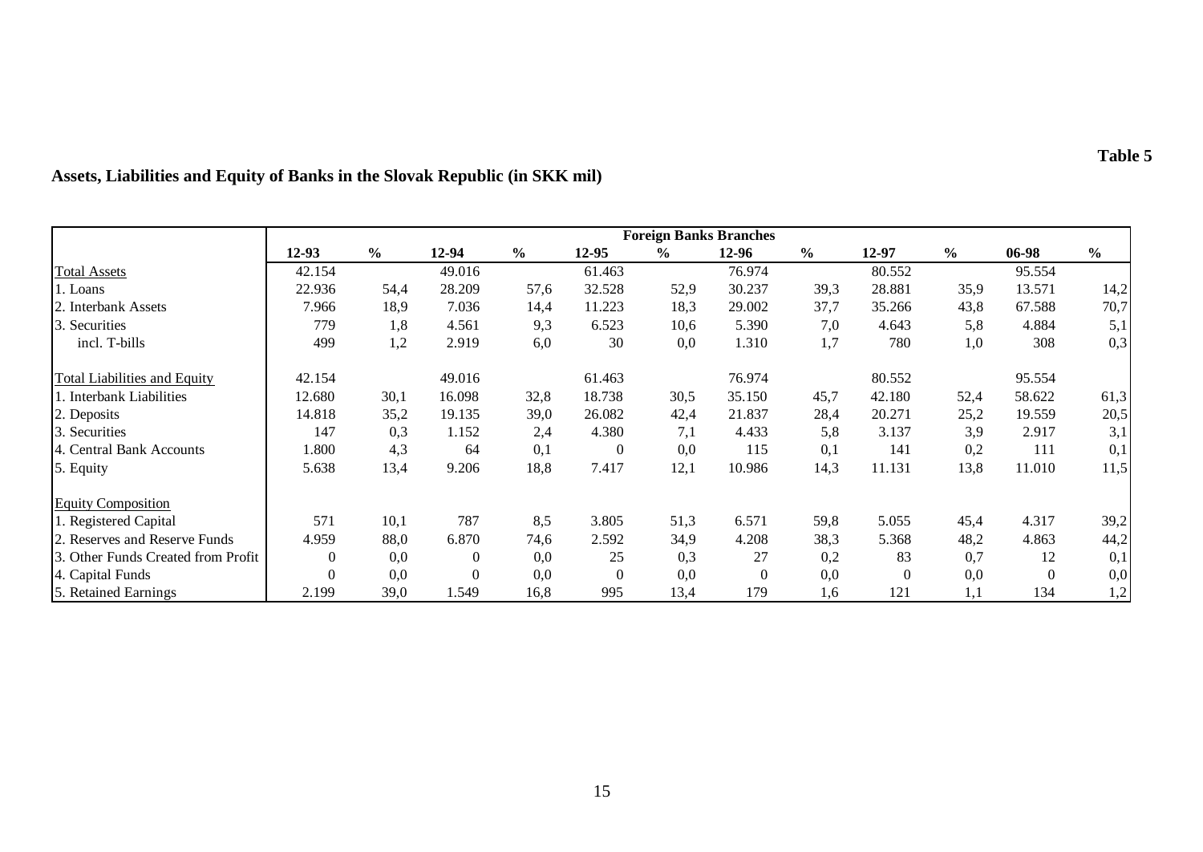**Table 5**

**Assets, Liabilities and Equity of Banks in the Slovak Republic (in SKK mil)**

| | Foreign Banks Branches | | | | | | | | | | | |
|---|---|---|---|---|---|---|---|---|---|---|---|---|
| | **12-93** | **%** | **12-94** | **%** | **12-95** | **%** | **12-96** | **%** | **12-97** | **%** | **06-98** | **%** |
| Total Assets | 42.154 | | 49.016 | | 61.463 | | 76.974 | | 80.552 | | 95.554 | |
| 1. Loans | 22.936 | 54,4 | 28.209 | 57,6 | 32.528 | 52,9 | 30.237 | 39,3 | 28.881 | 35,9 | 13.571 | 14,2 |
| 2. Interbank Assets | 7.966 | 18,9 | 7.036 | 14,4 | 11.223 | 18,3 | 29.002 | 37,7 | 35.266 | 43,8 | 67.588 | 70,7 |
| 3. Securities | 779 | 1,8 | 4.561 | 9,3 | 6.523 | 10,6 | 5.390 | 7,0 | 4.643 | 5,8 | 4.884 | 5,1 |
| incl. T-bills | 499 | 1,2 | 2.919 | 6,0 | 30 | 0,0 | 1.310 | 1,7 | 780 | 1,0 | 308 | 0,3 |
| Total Liabilities and Equity | 42.154 | | 49.016 | | 61.463 | | 76.974 | | 80.552 | | 95.554 | |
| 1. Interbank Liabilities | 12.680 | 30,1 | 16.098 | 32,8 | 18.738 | 30,5 | 35.150 | 45,7 | 42.180 | 52,4 | 58.622 | 61,3 |
| 2. Deposits | 14.818 | 35,2 | 19.135 | 39,0 | 26.082 | 42,4 | 21.837 | 28,4 | 20.271 | 25,2 | 19.559 | 20,5 |
| 3. Securities | 147 | 0,3 | 1.152 | 2,4 | 4.380 | 7,1 | 4.433 | 5,8 | 3.137 | 3,9 | 2.917 | 3,1 |
| 4. Central Bank Accounts | 1.800 | 4,3 | 64 | 0,1 | 0 | 0,0 | 115 | 0,1 | 141 | 0,2 | 111 | 0,1 |
| 5. Equity | 5.638 | 13,4 | 9.206 | 18,8 | 7.417 | 12,1 | 10.986 | 14,3 | 11.131 | 13,8 | 11.010 | 11,5 |
| Equity Composition | | | | | | | | | | | | |
| 1. Registered Capital | 571 | 10,1 | 787 | 8,5 | 3.805 | 51,3 | 6.571 | 59,8 | 5.055 | 45,4 | 4.317 | 39,2 |
| 2. Reserves and Reserve Funds | 4.959 | 88,0 | 6.870 | 74,6 | 2.592 | 34,9 | 4.208 | 38,3 | 5.368 | 48,2 | 4.863 | 44,2 |
| 3. Other Funds Created from Profit | 0 | 0,0 | 0 | 0,0 | 25 | 0,3 | 27 | 0,2 | 83 | 0,7 | 12 | 0,1 |
| 4. Capital Funds | 0 | 0,0 | 0 | 0,0 | 0 | 0,0 | 0 | 0,0 | 0 | 0,0 | 0 | 0,0 |
| 5. Retained Earnings | 2.199 | 39,0 | 1.549 | 16,8 | 995 | 13,4 | 179 | 1,6 | 121 | 1,1 | 134 | 1,2 |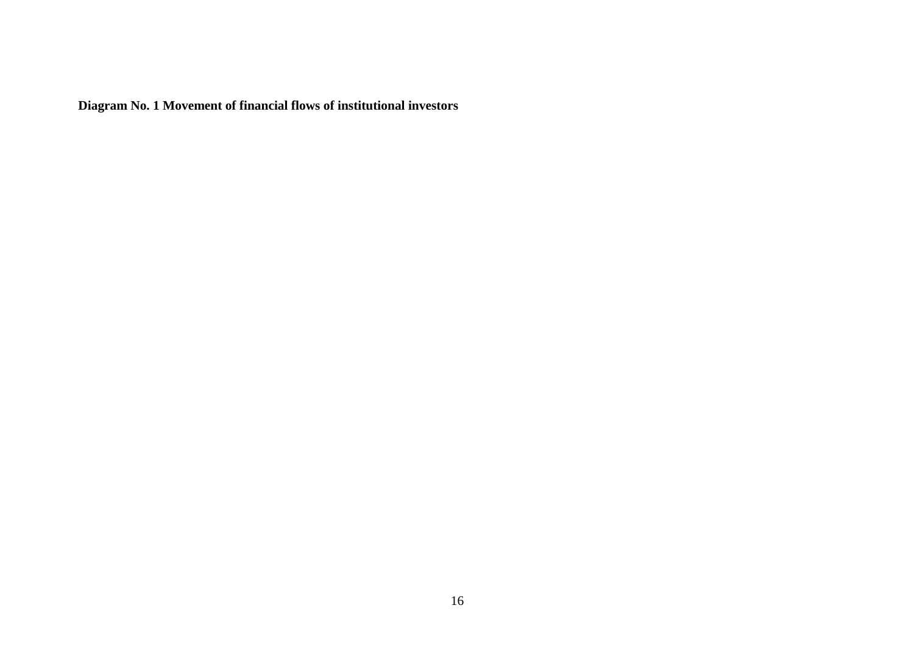**Diagram No. 1 Movement of financial flows of institutional investors**